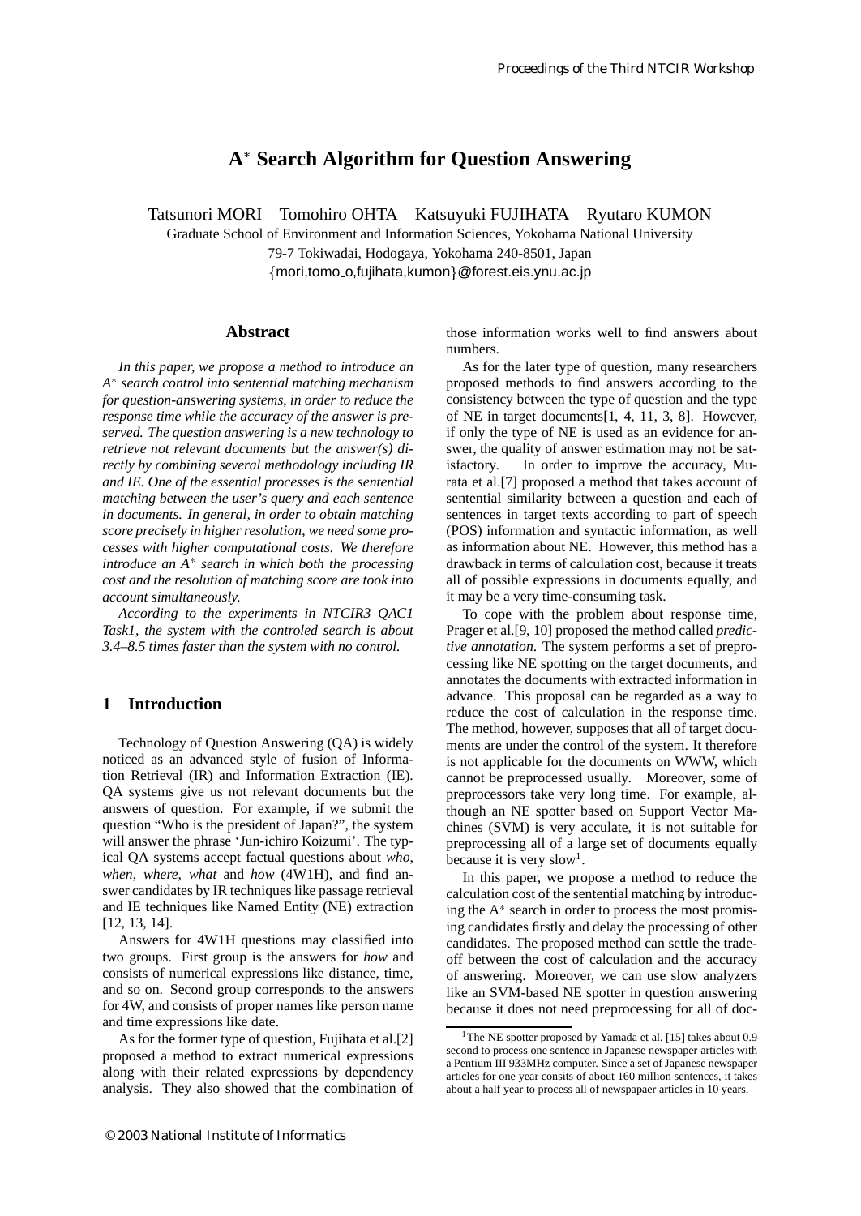# A$^*$ Search Algorithm for Question Answering

Tatsunori MORI  Tomohiro OHTA  Katsuyuki FUJIHATA  Ryutaro KUMON

Graduate School of Environment and Information Sciences, Yokohama National University

79-7 Tokiwadai, Hodogaya, Yokohama 240-8501, Japan

{mori,tomo_o,fujihata,kumon}@forest.eis.ynu.ac.jp

## Abstract

*In this paper, we propose a method to introduce an A$^*$ search control into sentential matching mechanism for question-answering systems, in order to reduce the response time while the accuracy of the answer is preserved. The question answering is a new technology to retrieve not relevant documents but the answer(s) directly by combining several methodology including IR and IE. One of the essential processes is the sentential matching between the user's query and each sentence in documents. In general, in order to obtain matching score precisely in higher resolution, we need some processes with higher computational costs. We therefore introduce an A$^*$ search in which both the processing cost and the resolution of matching score are took into account simultaneously.*

*According to the experiments in NTCIR3 QAC1 Task1, the system with the controled search is about 3.4–8.5 times faster than the system with no control.*

## 1 Introduction

Technology of Question Answering (QA) is widely noticed as an advanced style of fusion of Information Retrieval (IR) and Information Extraction (IE). QA systems give us not relevant documents but the answers of question. For example, if we submit the question "Who is the president of Japan?", the system will answer the phrase 'Jun-ichiro Koizumi'. The typical QA systems accept factual questions about *who*, *when*, *where*, *what* and *how* (4W1H), and find answer candidates by IR techniques like passage retrieval and IE techniques like Named Entity (NE) extraction [12, 13, 14].

Answers for 4W1H questions may classified into two groups. First group is the answers for *how* and consists of numerical expressions like distance, time, and so on. Second group corresponds to the answers for 4W, and consists of proper names like person name and time expressions like date.

As for the former type of question, Fujihata et al.[2] proposed a method to extract numerical expressions along with their related expressions by dependency analysis. They also showed that the combination of those information works well to find answers about numbers.

As for the later type of question, many researchers proposed methods to find answers according to the consistency between the type of question and the type of NE in target documents[1, 4, 11, 3, 8]. However, if only the type of NE is used as an evidence for answer, the quality of answer estimation may not be satisfactory. In order to improve the accuracy, Murata et al.[7] proposed a method that takes account of sentential similarity between a question and each of sentences in target texts according to part of speech (POS) information and syntactic information, as well as information about NE. However, this method has a drawback in terms of calculation cost, because it treats all of possible expressions in documents equally, and it may be a very time-consuming task.

To cope with the problem about response time, Prager et al.[9, 10] proposed the method called *predictive annotation*. The system performs a set of preprocessing like NE spotting on the target documents, and annotates the documents with extracted information in advance. This proposal can be regarded as a way to reduce the cost of calculation in the response time. The method, however, supposes that all of target documents are under the control of the system. It therefore is not applicable for the documents on WWW, which cannot be preprocessed usually. Moreover, some of preprocessors take very long time. For example, although an NE spotter based on Support Vector Machines (SVM) is very acculate, it is not suitable for preprocessing all of a large set of documents equally because it is very slow[1].

In this paper, we propose a method to reduce the calculation cost of the sentential matching by introducing the A$^*$ search in order to process the most promising candidates firstly and delay the processing of other candidates. The proposed method can settle the tradeoff between the cost of calculation and the accuracy of answering. Moreover, we can use slow analyzers like an SVM-based NE spotter in question answering because it does not need preprocessing for all of doc-

[1] The NE spotter proposed by Yamada et al. [15] takes about 0.9 second to process one sentence in Japanese newspaper articles with a Pentium III 933MHz computer. Since a set of Japanese newspaper articles for one year consits of about 160 million sentences, it takes about a half year to process all of newspapaer articles in 10 years.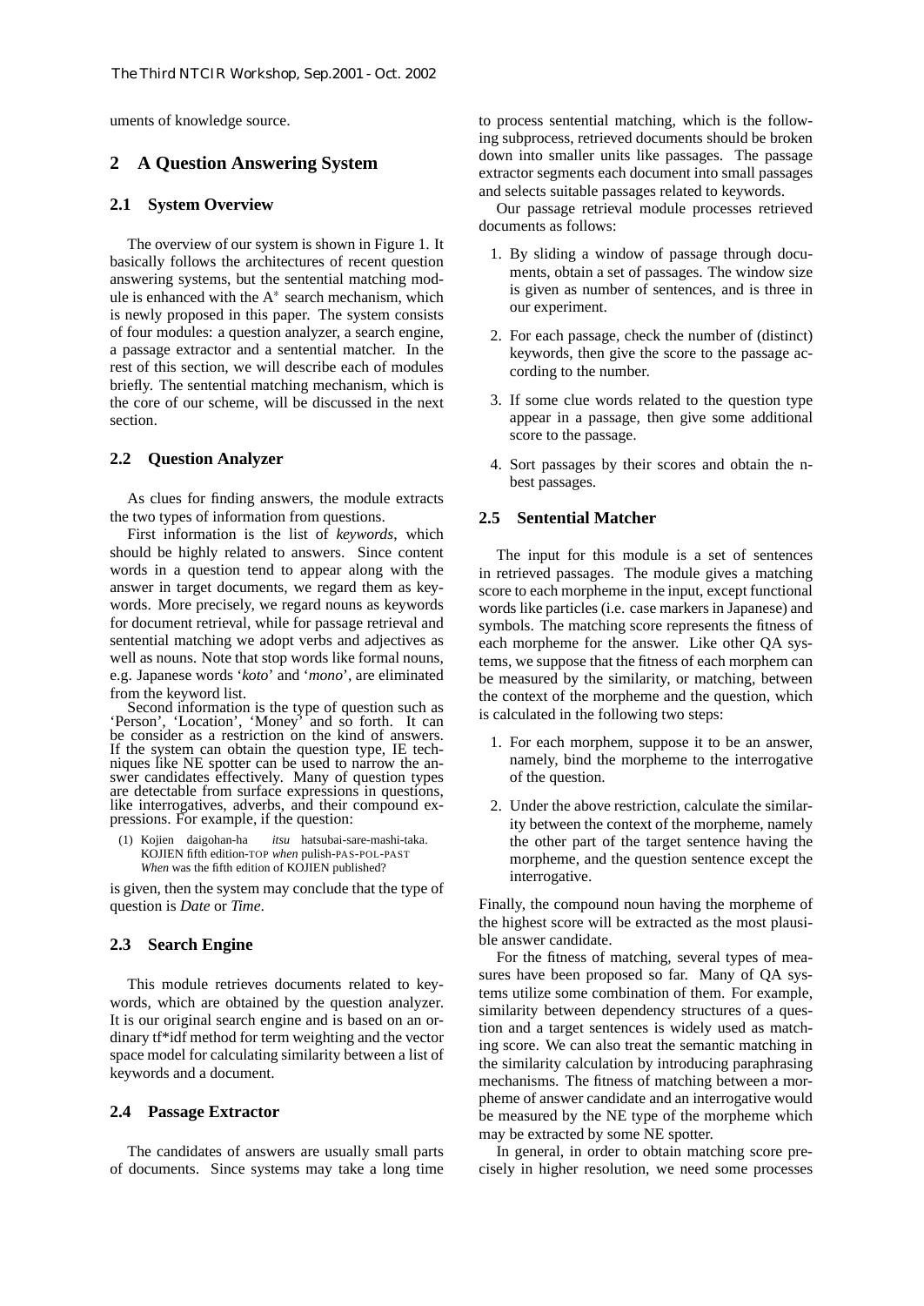uments of knowledge source.

## 2 A Question Answering System

### 2.1 System Overview

The overview of our system is shown in Figure 1. It basically follows the architectures of recent question answering systems, but the sentential matching module is enhanced with the A$^*$ search mechanism, which is newly proposed in this paper. The system consists of four modules: a question analyzer, a search engine, a passage extractor and a sentential matcher. In the rest of this section, we will describe each of modules briefly. The sentential matching mechanism, which is the core of our scheme, will be discussed in the next section.

### 2.2 Question Analyzer

As clues for finding answers, the module extracts the two types of information from questions.

First information is the list of *keywords*, which should be highly related to answers. Since content words in a question tend to appear along with the answer in target documents, we regard them as keywords. More precisely, we regard nouns as keywords for document retrieval, while for passage retrieval and sentential matching we adopt verbs and adjectives as well as nouns. Note that stop words like formal nouns, e.g. Japanese words '*koto*' and '*mono*', are eliminated from the keyword list.

Second information is the type of question such as 'Person', 'Location', 'Money' and so forth. It can be consider as a restriction on the kind of answers. If the system can obtain the question type, IE techniques like NE spotter can be used to narrow the answer candidates effectively. Many of question types are detectable from surface expressions in questions, like interrogatives, adverbs, and their compound expressions. For example, if the question:

(1) Kojien daigohan-ha *itsu* hatsubai-sare-mashi-taka.
KOJIEN fifth edition-TOP *when* pulish-PAS-POL-PAST
*When* was the fifth edition of KOJIEN published?

is given, then the system may conclude that the type of question is *Date* or *Time*.

### 2.3 Search Engine

This module retrieves documents related to keywords, which are obtained by the question analyzer. It is our original search engine and is based on an ordinary tf*idf method for term weighting and the vector space model for calculating similarity between a list of keywords and a document.

### 2.4 Passage Extractor

The candidates of answers are usually small parts of documents. Since systems may take a long time to process sentential matching, which is the following subprocess, retrieved documents should be broken down into smaller units like passages. The passage extractor segments each document into small passages and selects suitable passages related to keywords.

Our passage retrieval module processes retrieved documents as follows:

1. By sliding a window of passage through documents, obtain a set of passages. The window size is given as number of sentences, and is three in our experiment.
2. For each passage, check the number of (distinct) keywords, then give the score to the passage according to the number.
3. If some clue words related to the question type appear in a passage, then give some additional score to the passage.
4. Sort passages by their scores and obtain the n-best passages.

### 2.5 Sentential Matcher

The input for this module is a set of sentences in retrieved passages. The module gives a matching score to each morpheme in the input, except functional words like particles (i.e. case markers in Japanese) and symbols. The matching score represents the fitness of each morpheme for the answer. Like other QA systems, we suppose that the fitness of each morphem can be measured by the similarity, or matching, between the context of the morpheme and the question, which is calculated in the following two steps:

1. For each morphem, suppose it to be an answer, namely, bind the morpheme to the interrogative of the question.
2. Under the above restriction, calculate the similarity between the context of the morpheme, namely the other part of the target sentence having the morpheme, and the question sentence except the interrogative.

Finally, the compound noun having the morpheme of the highest score will be extracted as the most plausible answer candidate.

For the fitness of matching, several types of measures have been proposed so far. Many of QA systems utilize some combination of them. For example, similarity between dependency structures of a question and a target sentences is widely used as matching score. We can also treat the semantic matching in the similarity calculation by introducing paraphrasing mechanisms. The fitness of matching between a morpheme of answer candidate and an interrogative would be measured by the NE type of the morpheme which may be extracted by some NE spotter.

In general, in order to obtain matching score precisely in higher resolution, we need some processes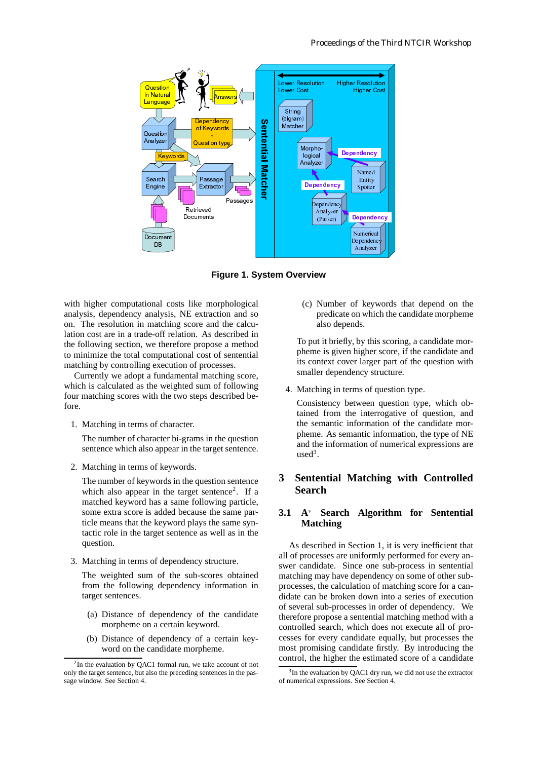Figure 1. System Overview

with higher computational costs like morphological analysis, dependency analysis, NE extraction and so on. The resolution in matching score and the calculation cost are in a trade-off relation. As described in the following section, we therefore propose a method to minimize the total computational cost of sentential matching by controlling execution of processes.

Currently we adopt a fundamental matching score, which is calculated as the weighted sum of following four matching scores with the two steps described before.

1. Matching in terms of character.

   The number of character bi-grams in the question sentence which also appear in the target sentence.

2. Matching in terms of keywords.

   The number of keywords in the question sentence which also appear in the target sentence[2]. If a matched keyword has a same following particle, some extra score is added because the same particle means that the keyword plays the same syntactic role in the target sentence as well as in the question.

3. Matching in terms of dependency structure.

   The weighted sum of the sub-scores obtained from the following dependency information in target sentences.

   (a) Distance of dependency of the candidate morpheme on a certain keyword.

   (b) Distance of dependency of a certain keyword on the candidate morpheme.

   (c) Number of keywords that depend on the predicate on which the candidate morpheme also depends.

   To put it briefly, by this scoring, a candidate morpheme is given higher score, if the candidate and its context cover larger part of the question with smaller dependency structure.

4. Matching in terms of question type.

   Consistency between question type, which obtained from the interrogative of question, and the semantic information of the candidate morpheme. As semantic information, the type of NE and the information of numerical expressions are used[3].

# 3 Sentential Matching with Controlled Search

## 3.1 A* Search Algorithm for Sentential Matching

As described in Section 1, it is very inefficient that all of processes are uniformly performed for every answer candidate. Since one sub-process in sentential matching may have dependency on some of other sub-processes, the calculation of matching score for a candidate can be broken down into a series of execution of several sub-processes in order of dependency. We therefore propose a sentential matching method with a controlled search, which does not execute all of processes for every candidate equally, but processes the most promising candidate firstly. By introducing the control, the higher the estimated score of a candidate

[2] In the evaluation by QAC1 formal run, we take account of not only the target sentence, but also the preceding sentences in the passage window. See Section 4.

[3] In the evaluation by QAC1 dry run, we did not use the extractor of numerical expressions. See Section 4.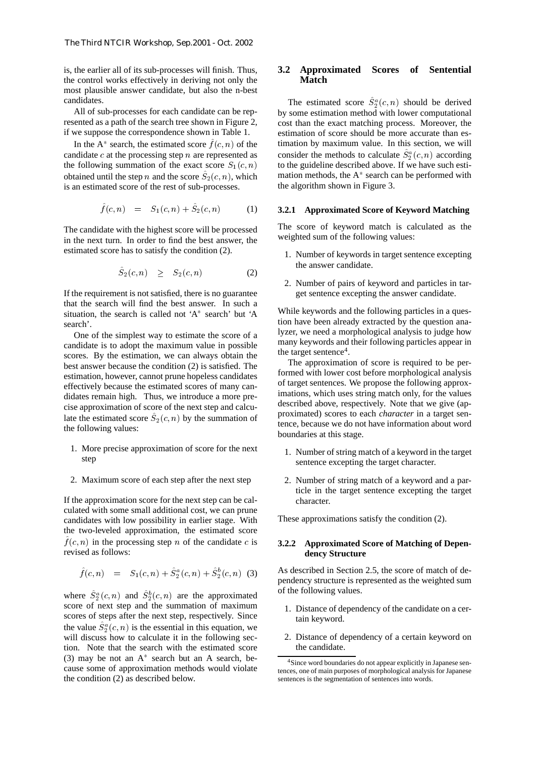is, the earlier all of its sub-processes will finish. Thus, the control works effectively in deriving not only the most plausible answer candidate, but also the n-best candidates.

All of sub-processes for each candidate can be represented as a path of the search tree shown in Figure 2, if we suppose the correspondence shown in Table 1.

In the A$^*$ search, the estimated score $\hat{f}(c,n)$ of the candidate $c$ at the processing step $n$ are represented as the following summation of the exact score $S_1(c,n)$ obtained until the step $n$ and the score $\hat{S}_2(c,n)$, which is an estimated score of the rest of sub-processes.

$$\hat{f}(c,n) \quad = \quad S_1(c,n) + \hat{S}_2(c,n) \qquad (1)$$

The candidate with the highest score will be processed in the next turn. In order to find the best answer, the estimated score has to satisfy the condition (2).

$$\hat{S}_2(c,n) \quad \geq \quad S_2(c,n) \qquad (2)$$

If the requirement is not satisfied, there is no guarantee that the search will find the best answer. In such a situation, the search is called not 'A$^*$ search' but 'A search'.

One of the simplest way to estimate the score of a candidate is to adopt the maximum value in possible scores. By the estimation, we can always obtain the best answer because the condition (2) is satisfied. The estimation, however, cannot prune hopeless candidates effectively because the estimated scores of many candidates remain high. Thus, we introduce a more precise approximation of score of the next step and calculate the estimated score $\hat{S}_2(c,n)$ by the summation of the following values:

1. More precise approximation of score for the next step
2. Maximum score of each step after the next step

If the approximation score for the next step can be calculated with some small additional cost, we can prune candidates with low possibility in earlier stage. With the two-leveled approximation, the estimated score $\hat{f}(c,n)$ in the processing step $n$ of the candidate $c$ is revised as follows:

$$\hat{f}(c,n) \quad = \quad S_1(c,n) + \hat{S}_2^a(c,n) + \hat{S}_2^b(c,n) \quad (3)$$

where $\hat{S}_2^a(c,n)$ and $\hat{S}_2^b(c,n)$ are the approximated score of next step and the summation of maximum scores of steps after the next step, respectively. Since the value $\hat{S}_2^a(c,n)$ is the essential in this equation, we will discuss how to calculate it in the following section. Note that the search with the estimated score (3) may be not an A$^*$ search but an A search, because some of approximation methods would violate the condition (2) as described below.

### 3.2 Approximated Scores of Sentential Match

The estimated score $\hat{S}_2^a(c,n)$ should be derived by some estimation method with lower computational cost than the exact matching process. Moreover, the estimation of score should be more accurate than estimation by maximum value. In this section, we will consider the methods to calculate $\hat{S}_2^a(c,n)$ according to the guideline described above. If we have such estimation methods, the A$^*$ search can be performed with the algorithm shown in Figure 3.

#### 3.2.1 Approximated Score of Keyword Matching

The score of keyword match is calculated as the weighted sum of the following values:

1. Number of keywords in target sentence excepting the answer candidate.
2. Number of pairs of keyword and particles in target sentence excepting the answer candidate.

While keywords and the following particles in a question have been already extracted by the question analyzer, we need a morphological analysis to judge how many keywords and their following particles appear in the target sentence[4].

The approximation of score is required to be performed with lower cost before morphological analysis of target sentences. We propose the following approximations, which uses string match only, for the values described above, respectively. Note that we give (approximated) scores to each *character* in a target sentence, because we do not have information about word boundaries at this stage.

1. Number of string match of a keyword in the target sentence excepting the target character.
2. Number of string match of a keyword and a particle in the target sentence excepting the target character.

These approximations satisfy the condition (2).

#### 3.2.2 Approximated Score of Matching of Dependency Structure

As described in Section 2.5, the score of match of dependency structure is represented as the weighted sum of the following values.

1. Distance of dependency of the candidate on a certain keyword.
2. Distance of dependency of a certain keyword on the candidate.

[4] Since word boundaries do not appear explicitly in Japanese sentences, one of main purposes of morphological analysis for Japanese sentences is the segmentation of sentences into words.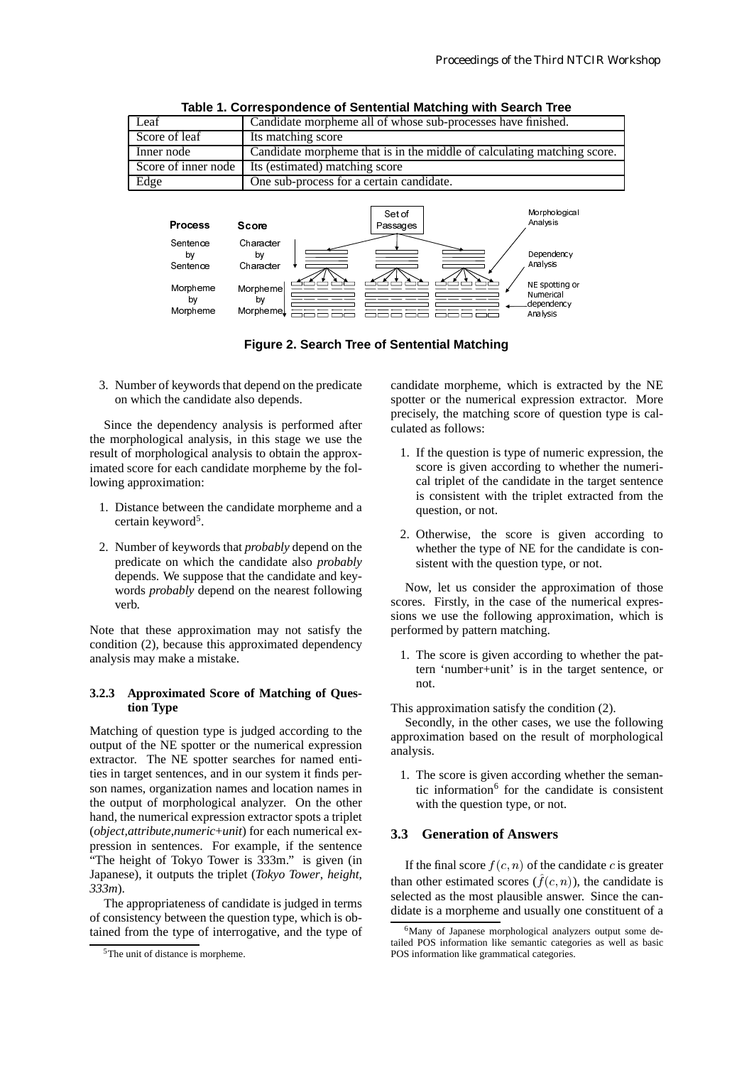**Table 1. Correspondence of Sentential Matching with Search Tree**

| Leaf | Candidate morpheme all of whose sub-processes have finished. |
|---|---|
| Score of leaf | Its matching score |
| Inner node | Candidate morpheme that is in the middle of calculating matching score. |
| Score of inner node | Its (estimated) matching score |
| Edge | One sub-process for a certain candidate. |

**Figure 2. Search Tree of Sentential Matching**

3. Number of keywords that depend on the predicate on which the candidate also depends.

Since the dependency analysis is performed after the morphological analysis, in this stage we use the result of morphological analysis to obtain the approximated score for each candidate morpheme by the following approximation:

1. Distance between the candidate morpheme and a certain keyword[5].
2. Number of keywords that *probably* depend on the predicate on which the candidate also *probably* depends. We suppose that the candidate and keywords *probably* depend on the nearest following verb.

Note that these approximation may not satisfy the condition (2), because this approximated dependency analysis may make a mistake.

#### 3.2.3 Approximated Score of Matching of Question Type

Matching of question type is judged according to the output of the NE spotter or the numerical expression extractor. The NE spotter searches for named entities in target sentences, and in our system it finds person names, organization names and location names in the output of morphological analyzer. On the other hand, the numerical expression extractor spots a triplet (*object*,*attribute*,*numeric+unit*) for each numerical expression in sentences. For example, if the sentence "The height of Tokyo Tower is 333m." is given (in Japanese), it outputs the triplet (*Tokyo Tower*, *height*, *333m*).

The appropriateness of candidate is judged in terms of consistency between the question type, which is obtained from the type of interrogative, and the type of candidate morpheme, which is extracted by the NE spotter or the numerical expression extractor. More precisely, the matching score of question type is calculated as follows:

1. If the question is type of numeric expression, the score is given according to whether the numerical triplet of the candidate in the target sentence is consistent with the triplet extracted from the question, or not.
2. Otherwise, the score is given according to whether the type of NE for the candidate is consistent with the question type, or not.

Now, let us consider the approximation of those scores. Firstly, in the case of the numerical expressions we use the following approximation, which is performed by pattern matching.

1. The score is given according to whether the pattern 'number+unit' is in the target sentence, or not.

This approximation satisfy the condition (2).

Secondly, in the other cases, we use the following approximation based on the result of morphological analysis.

1. The score is given according whether the semantic information[6] for the candidate is consistent with the question type, or not.

### 3.3 Generation of Answers

If the final score $f(c, n)$ of the candidate $c$ is greater than other estimated scores ($\hat{f}(c, n)$), the candidate is selected as the most plausible answer. Since the candidate is a morpheme and usually one constituent of a

[5] The unit of distance is morpheme.

[6] Many of Japanese morphological analyzers output some detailed POS information like semantic categories as well as basic POS information like grammatical categories.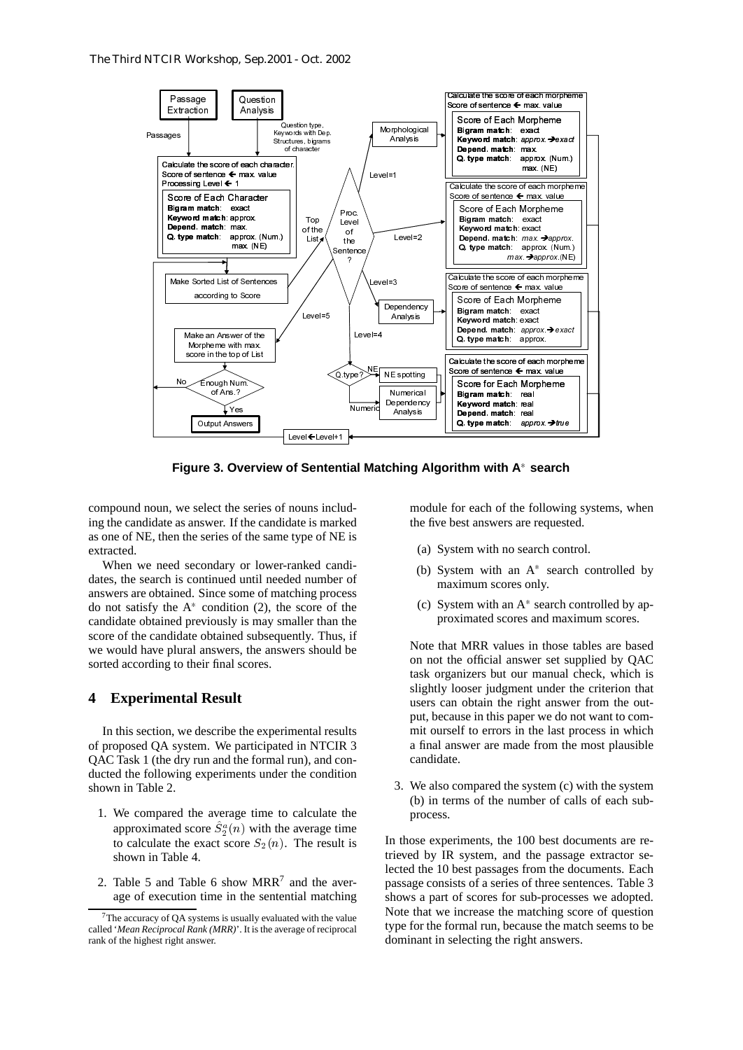**Figure 3. Overview of Sentential Matching Algorithm with A$^*$ search**

compound noun, we select the series of nouns including the candidate as answer. If the candidate is marked as one of NE, then the series of the same type of NE is extracted.

When we need secondary or lower-ranked candidates, the search is continued until needed number of answers are obtained. Since some of matching process do not satisfy the A$^*$ condition (2), the score of the candidate obtained previously is may smaller than the score of the candidate obtained subsequently. Thus, if we would have plural answers, the answers should be sorted according to their final scores.

## 4 Experimental Result

In this section, we describe the experimental results of proposed QA system. We participated in NTCIR 3 QAC Task 1 (the dry run and the formal run), and conducted the following experiments under the condition shown in Table 2.

1. We compared the average time to calculate the approximated score $\hat{S}_2^a(n)$ with the average time to calculate the exact score $S_2(n)$. The result is shown in Table 4.

2. Table 5 and Table 6 show MRR[7] and the average of execution time in the sentential matching module for each of the following systems, when the five best answers are requested.

   (a) System with no search control.

   (b) System with an A$^*$ search controlled by maximum scores only.

   (c) System with an A$^*$ search controlled by approximated scores and maximum scores.

   Note that MRR values in those tables are based on not the official answer set supplied by QAC task organizers but our manual check, which is slightly looser judgment under the criterion that users can obtain the right answer from the output, because in this paper we do not want to commit ourself to errors in the last process in which a final answer are made from the most plausible candidate.

3. We also compared the system (c) with the system (b) in terms of the number of calls of each sub-process.

In those experiments, the 100 best documents are retrieved by IR system, and the passage extractor selected the 10 best passages from the documents. Each passage consists of a series of three sentences. Table 3 shows a part of scores for sub-processes we adopted. Note that we increase the matching score of question type for the formal run, because the match seems to be dominant in selecting the right answers.

[7] The accuracy of QA systems is usually evaluated with the value called '*Mean Reciprocal Rank (MRR)*'. It is the average of reciprocal rank of the highest right answer.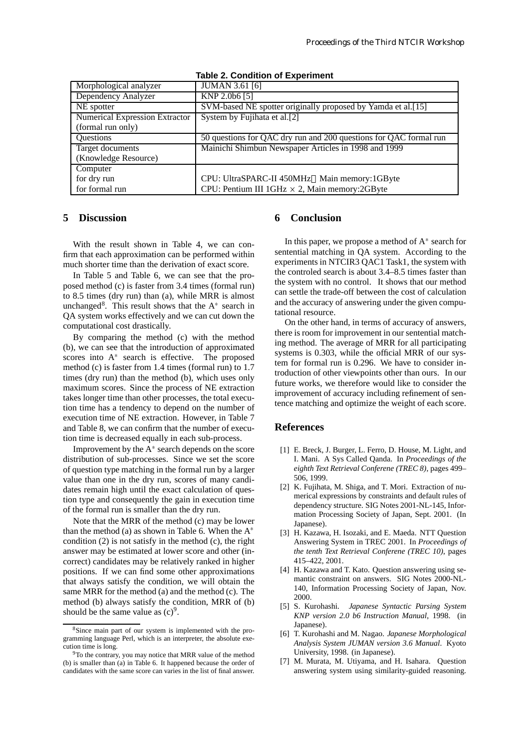**Table 2. Condition of Experiment**

| | |
|---|---|
| Morphological analyzer | JUMAN 3.61 [6] |
| Dependency Analyzer | KNP 2.0b6 [5] |
| NE spotter | SVM-based NE spotter originally proposed by Yamda et al.[15] |
| Numerical Expression Extractor (formal run only) | System by Fujihata et al.[2] |
| Questions | 50 questions for QAC dry run and 200 questions for QAC formal run |
| Target documents (Knowledge Resource) | Mainichi Shimbun Newspaper Articles in 1998 and 1999 |
| Computer | |
| for dry run | CPU: UltraSPARC-II 450MHz Main memory:1GByte |
| for formal run | CPU: Pentium III 1GHz $\times$ 2, Main memory:2GByte |

## 5 Discussion

With the result shown in Table 4, we can confirm that each approximation can be performed within much shorter time than the derivation of exact score.

In Table 5 and Table 6, we can see that the proposed method (c) is faster from 3.4 times (formal run) to 8.5 times (dry run) than (a), while MRR is almost unchanged[8]. This result shows that the $A^*$ search in QA system works effectively and we can cut down the computational cost drastically.

By comparing the method (c) with the method (b), we can see that the introduction of approximated scores into $A^*$ search is effective. The proposed method (c) is faster from 1.4 times (formal run) to 1.7 times (dry run) than the method (b), which uses only maximum scores. Since the process of NE extraction takes longer time than other processes, the total execution time has a tendency to depend on the number of execution time of NE extraction. However, in Table 7 and Table 8, we can confirm that the number of execution time is decreased equally in each sub-process.

Improvement by the $A^*$ search depends on the score distribution of sub-processes. Since we set the score of question type matching in the formal run by a larger value than one in the dry run, scores of many candidates remain high until the exact calculation of question type and consequently the gain in execution time of the formal run is smaller than the dry run.

Note that the MRR of the method (c) may be lower than the method (a) as shown in Table 6. When the $A^*$ condition (2) is not satisfy in the method (c), the right answer may be estimated at lower score and other (incorrect) candidates may be relatively ranked in higher positions. If we can find some other approximations that always satisfy the condition, we will obtain the same MRR for the method (a) and the method (c). The method (b) always satisfy the condition, MRR of (b) should be the same value as (c)[9].

[8] Since main part of our system is implemented with the programming language Perl, which is an interpreter, the absolute execution time is long.

[9] To the contrary, you may notice that MRR value of the method (b) is smaller than (a) in Table 6. It happened because the order of candidates with the same score can varies in the list of final answer.

## 6 Conclusion

In this paper, we propose a method of $A^*$ search for sentential matching in QA system. According to the experiments in NTCIR3 QAC1 Task1, the system with the controled search is about 3.4–8.5 times faster than the system with no control. It shows that our method can settle the trade-off between the cost of calculation and the accuracy of answering under the given computational resource.

On the other hand, in terms of accuracy of answers, there is room for improvement in our sentential matching method. The average of MRR for all participating systems is 0.303, while the official MRR of our system for formal run is 0.296. We have to consider introduction of other viewpoints other than ours. In our future works, we therefore would like to consider the improvement of accuracy including refinement of sentence matching and optimize the weight of each score.

## References

[1] E. Breck, J. Burger, L. Ferro, D. House, M. Light, and I. Mani. A Sys Called Qanda. In *Proceedings of the eighth Text Retrieval Conferene (TREC 8)*, pages 499–506, 1999.

[2] K. Fujihata, M. Shiga, and T. Mori. Extraction of numerical expressions by constraints and default rules of dependency structure. SIG Notes 2001-NL-145, Information Processing Society of Japan, Sept. 2001. (In Japanese).

[3] H. Kazawa, H. Isozaki, and E. Maeda. NTT Question Answering System in TREC 2001. In *Proceedings of the tenth Text Retrieval Conferene (TREC 10)*, pages 415–422, 2001.

[4] H. Kazawa and T. Kato. Question answering using semantic constraint on answers. SIG Notes 2000-NL-140, Information Processing Society of Japan, Nov. 2000.

[5] S. Kurohashi. *Japanese Syntactic Parsing System KNP version 2.0 b6 Instruction Manual*, 1998. (in Japanese).

[6] T. Kurohashi and M. Nagao. *Japanese Morphological Analysis System JUMAN version 3.6 Manual*. Kyoto University, 1998. (in Japanese).

[7] M. Murata, M. Utiyama, and H. Isahara. Question answering system using similarity-guided reasoning.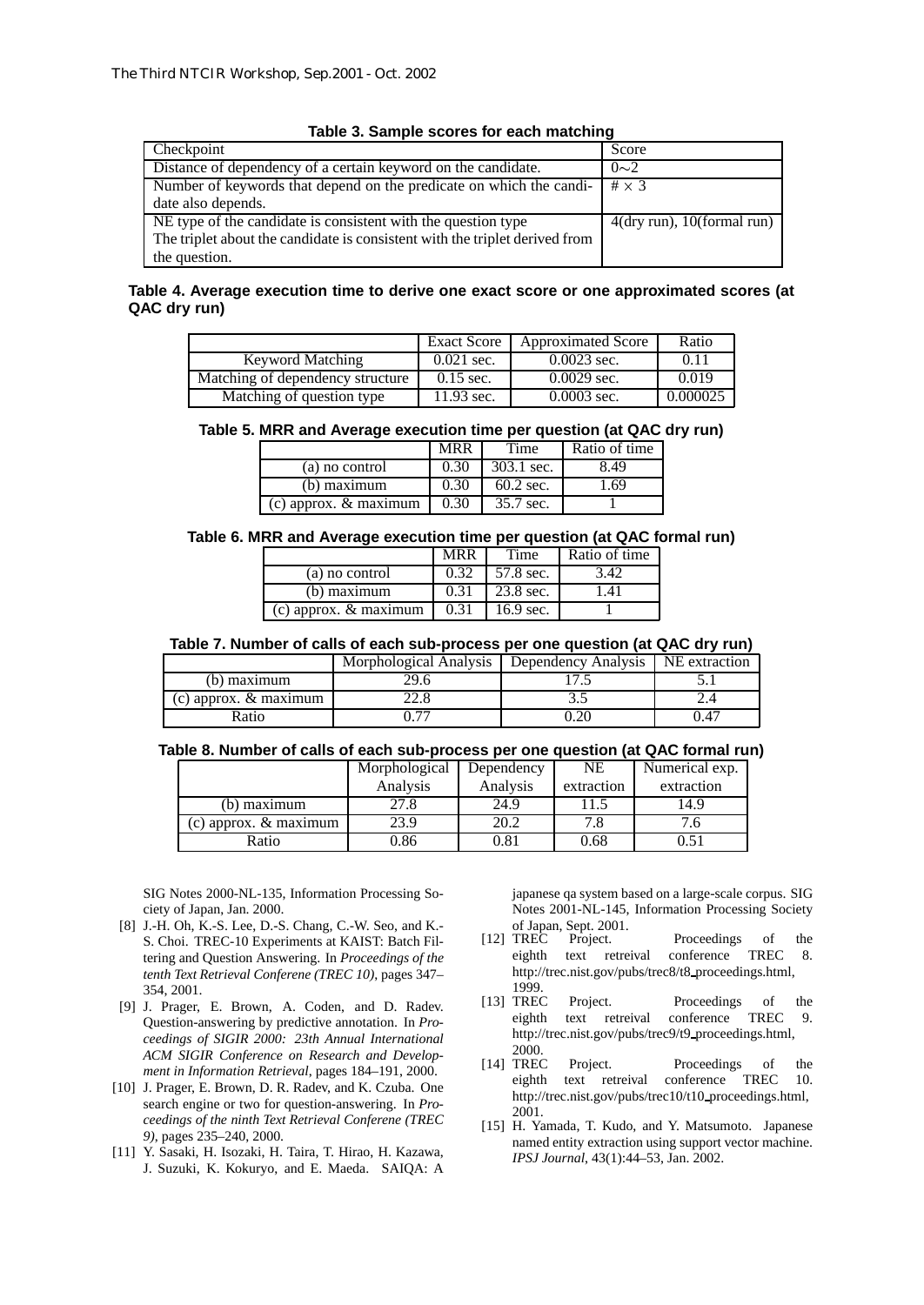**Table 3. Sample scores for each matching**

| Checkpoint | Score |
|---|---|
| Distance of dependency of a certain keyword on the candidate. | $0 \sim 2$ |
| Number of keywords that depend on the predicate on which the candidate also depends. | $\# \times 3$ |
| NE type of the candidate is consistent with the question type<br>The triplet about the candidate is consistent with the triplet derived from the question. | 4(dry run), 10(formal run) |

**Table 4. Average execution time to derive one exact score or one approximated scores (at QAC dry run)**

| | Exact Score | Approximated Score | Ratio |
|---|---|---|---|
| Keyword Matching | 0.021 sec. | 0.0023 sec. | 0.11 |
| Matching of dependency structure | 0.15 sec. | 0.0029 sec. | 0.019 |
| Matching of question type | 11.93 sec. | 0.0003 sec. | 0.000025 |

**Table 5. MRR and Average execution time per question (at QAC dry run)**

| | MRR | Time | Ratio of time |
|---|---|---|---|
| (a) no control | 0.30 | 303.1 sec. | 8.49 |
| (b) maximum | 0.30 | 60.2 sec. | 1.69 |
| (c) approx. & maximum | 0.30 | 35.7 sec. | 1 |

**Table 6. MRR and Average execution time per question (at QAC formal run)**

| | MRR | Time | Ratio of time |
|---|---|---|---|
| (a) no control | 0.32 | 57.8 sec. | 3.42 |
| (b) maximum | 0.31 | 23.8 sec. | 1.41 |
| (c) approx. & maximum | 0.31 | 16.9 sec. | 1 |

**Table 7. Number of calls of each sub-process per one question (at QAC dry run)**

| | Morphological Analysis | Dependency Analysis | NE extraction |
|---|---|---|---|
| (b) maximum | 29.6 | 17.5 | 5.1 |
| (c) approx. & maximum | 22.8 | 3.5 | 2.4 |
| Ratio | 0.77 | 0.20 | 0.47 |

**Table 8. Number of calls of each sub-process per one question (at QAC formal run)**

| | Morphological Analysis | Dependency Analysis | NE extraction | Numerical exp. extraction |
|---|---|---|---|---|
| (b) maximum | 27.8 | 24.9 | 11.5 | 14.9 |
| (c) approx. & maximum | 23.9 | 20.2 | 7.8 | 7.6 |
| Ratio | 0.86 | 0.81 | 0.68 | 0.51 |

SIG Notes 2000-NL-135, Information Processing Society of Japan, Jan. 2000.

[8] J.-H. Oh, K.-S. Lee, D.-S. Chang, C.-W. Seo, and K.-S. Choi. TREC-10 Experiments at KAIST: Batch Filtering and Question Answering. In *Proceedings of the tenth Text Retrieval Conferene (TREC 10)*, pages 347–354, 2001.

[9] J. Prager, E. Brown, A. Coden, and D. Radev. Question-answering by predictive annotation. In *Proceedings of SIGIR 2000: 23th Annual International ACM SIGIR Conference on Research and Development in Information Retrieval*, pages 184–191, 2000.

[10] J. Prager, E. Brown, D. R. Radev, and K. Czuba. One search engine or two for question-answering. In *Proceedings of the ninth Text Retrieval Conferene (TREC 9)*, pages 235–240, 2000.

[11] Y. Sasaki, H. Isozaki, H. Taira, T. Hirao, H. Kazawa, J. Suzuki, K. Kokuryo, and E. Maeda. SAIQA: A japanese qa system based on a large-scale corpus. SIG Notes 2001-NL-145, Information Processing Society of Japan, Sept. 2001.

[12] TREC Project. Proceedings of the eighth text retreival conference TREC 8. http://trec.nist.gov/pubs/trec8/t8_proceedings.html, 1999.

[13] TREC Project. Proceedings of the eighth text retreival conference TREC 9. http://trec.nist.gov/pubs/trec9/t9_proceedings.html, 2000.

[14] TREC Project. Proceedings of the eighth text retreival conference TREC 10. http://trec.nist.gov/pubs/trec10/t10_proceedings.html, 2001.

[15] H. Yamada, T. Kudo, and Y. Matsumoto. Japanese named entity extraction using support vector machine. *IPSJ Journal*, 43(1):44–53, Jan. 2002.